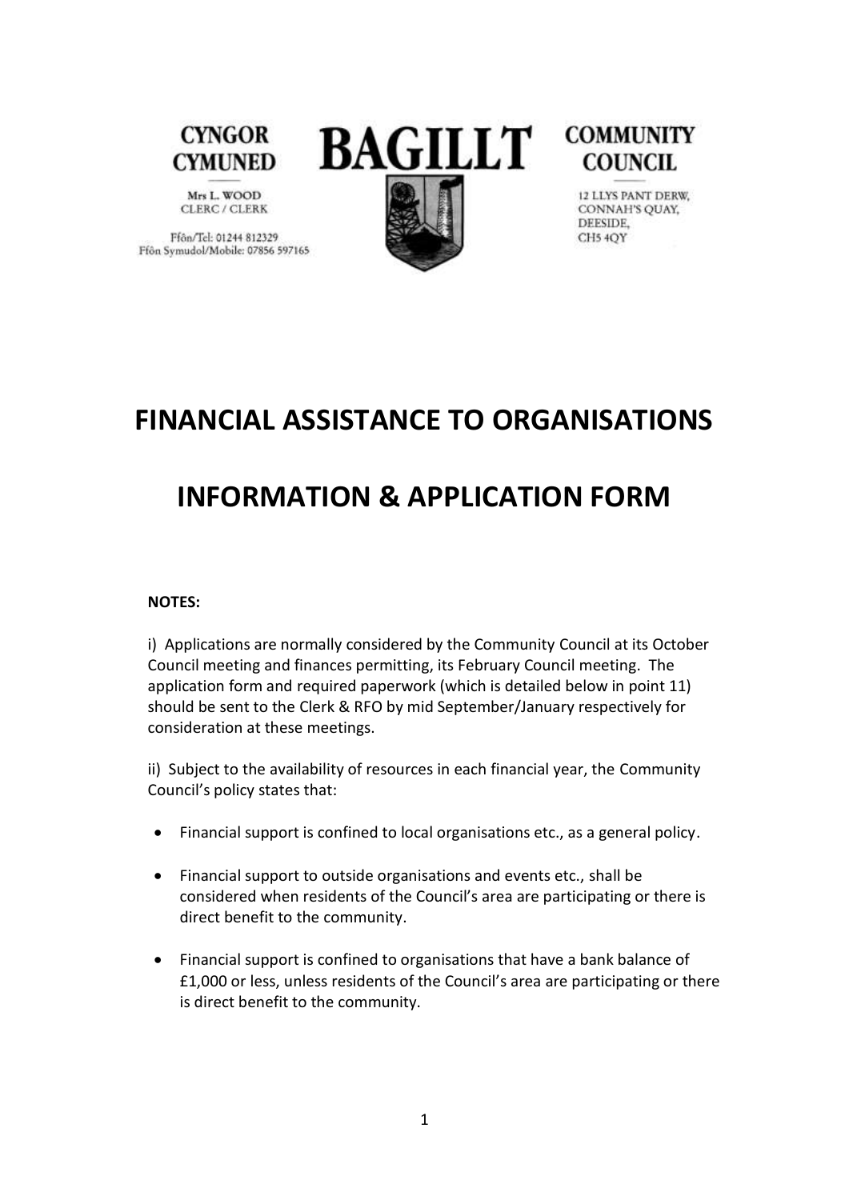CYNGOR CYMUNED

Mrs L. WOOD
CLERC / CLERK

Ffôn/Tel: 01244 812329
Ffôn Symudol/Mobile: 07856 597165

BAGILLT

COMMUNITY COUNCIL

12 LLYS PANT DERW,
CONNAH'S QUAY,
DEESIDE,
CH5 4QY

# FINANCIAL ASSISTANCE TO ORGANISATIONS

# INFORMATION & APPLICATION FORM

**NOTES:**

i) Applications are normally considered by the Community Council at its October Council meeting and finances permitting, its February Council meeting. The application form and required paperwork (which is detailed below in point 11) should be sent to the Clerk & RFO by mid September/January respectively for consideration at these meetings.

ii) Subject to the availability of resources in each financial year, the Community Council's policy states that:

- Financial support is confined to local organisations etc., as a general policy.
- Financial support to outside organisations and events etc., shall be considered when residents of the Council's area are participating or there is direct benefit to the community.
- Financial support is confined to organisations that have a bank balance of £1,000 or less, unless residents of the Council's area are participating or there is direct benefit to the community.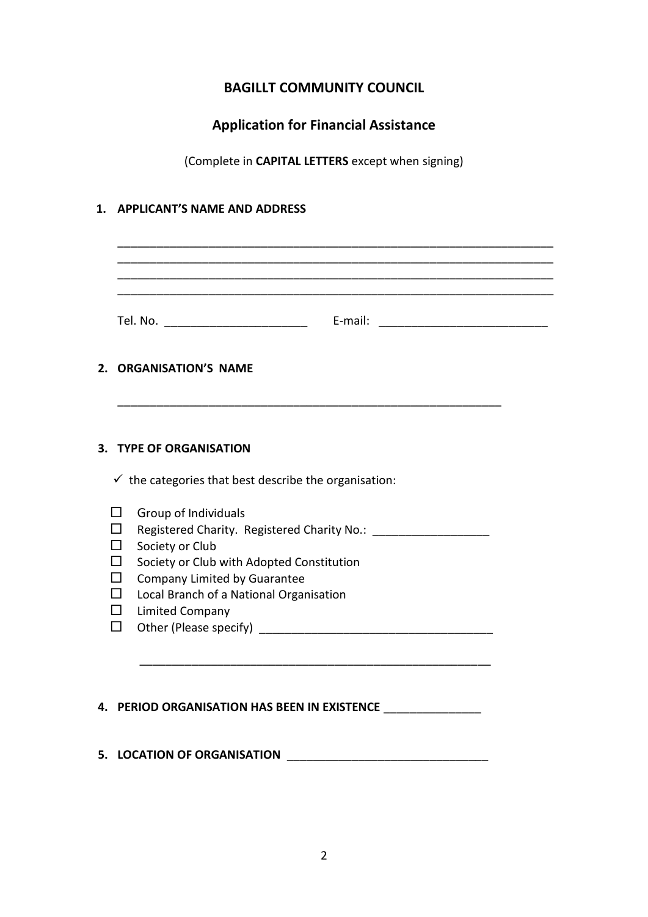# BAGILLT COMMUNITY COUNCIL

## Application for Financial Assistance

(Complete in **CAPITAL LETTERS** except when signing)

**1. APPLICANT'S NAME AND ADDRESS**

_______________________________________________________________________
_______________________________________________________________________
_______________________________________________________________________
_______________________________________________________________________

Tel. No. ______________________ E-mail: __________________________

**2. ORGANISATION'S NAME**

______________________________________________________________

**3. TYPE OF ORGANISATION**

✓ the categories that best describe the organisation:

- ☐ Group of Individuals
- ☐ Registered Charity. Registered Charity No.: __________________
- ☐ Society or Club
- ☐ Society or Club with Adopted Constitution
- ☐ Company Limited by Guarantee
- ☐ Local Branch of a National Organisation
- ☐ Limited Company
- ☐ Other (Please specify) ___________________________________

  _________________________________________________________

**4. PERIOD ORGANISATION HAS BEEN IN EXISTENCE** _______________

**5. LOCATION OF ORGANISATION** ______________________________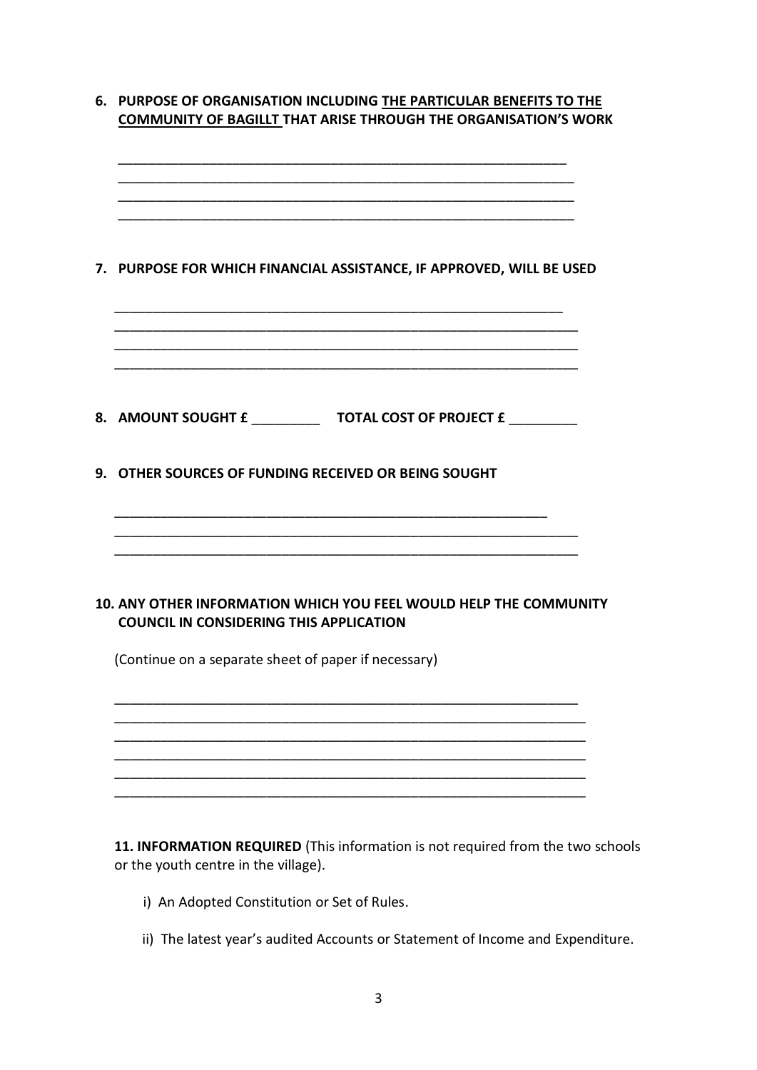6. **PURPOSE OF ORGANISATION INCLUDING <u>THE PARTICULAR BENEFITS TO THE COMMUNITY OF BAGILLT</u> THAT ARISE THROUGH THE ORGANISATION'S WORK**

______________________________________________________________

______________________________________________________________

______________________________________________________________

______________________________________________________________

7. **PURPOSE FOR WHICH FINANCIAL ASSISTANCE, IF APPROVED, WILL BE USED**

______________________________________________________________

______________________________________________________________

______________________________________________________________

______________________________________________________________

8. **AMOUNT SOUGHT £** _________ **TOTAL COST OF PROJECT £** _________

9. **OTHER SOURCES OF FUNDING RECEIVED OR BEING SOUGHT**

______________________________________________________________

______________________________________________________________

______________________________________________________________

10. **ANY OTHER INFORMATION WHICH YOU FEEL WOULD HELP THE COMMUNITY COUNCIL IN CONSIDERING THIS APPLICATION**

(Continue on a separate sheet of paper if necessary)

______________________________________________________________

______________________________________________________________

______________________________________________________________

______________________________________________________________

______________________________________________________________

______________________________________________________________

**11. INFORMATION REQUIRED** (This information is not required from the two schools or the youth centre in the village).

i) An Adopted Constitution or Set of Rules.

ii) The latest year's audited Accounts or Statement of Income and Expenditure.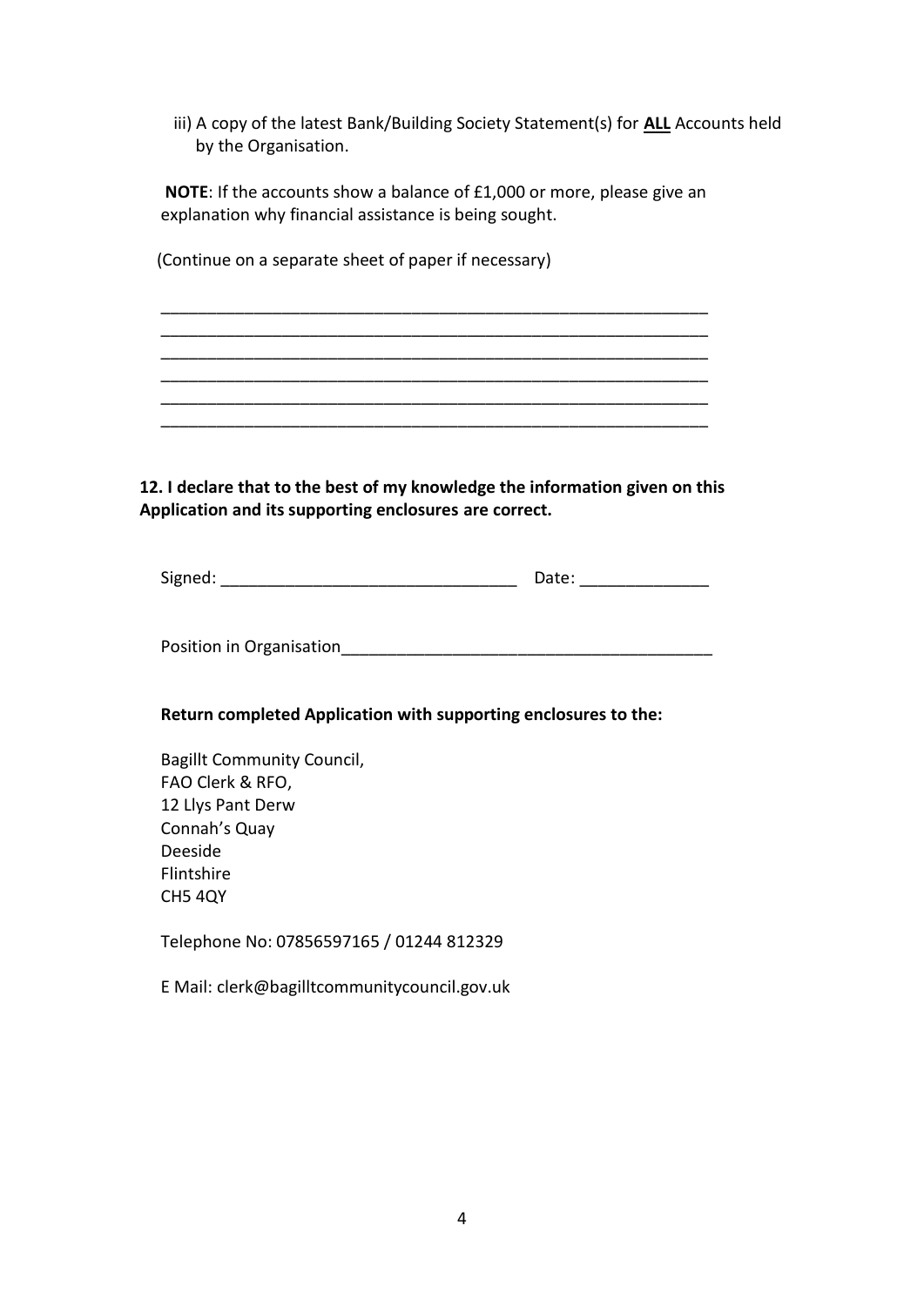iii) A copy of the latest Bank/Building Society Statement(s) for **ALL** Accounts held by the Organisation.

**NOTE**: If the accounts show a balance of £1,000 or more, please give an explanation why financial assistance is being sought.

(Continue on a separate sheet of paper if necessary)

_______________________________________________________________
_______________________________________________________________
_______________________________________________________________
_______________________________________________________________
_______________________________________________________________
_______________________________________________________________

**12. I declare that to the best of my knowledge the information given on this Application and its supporting enclosures are correct.**

Signed: _______________________________ Date: _____________

Position in Organisation_______________________________________

**Return completed Application with supporting enclosures to the:**

Bagillt Community Council,
FAO Clerk & RFO,
12 Llys Pant Derw
Connah's Quay
Deeside
Flintshire
CH5 4QY

Telephone No: 07856597165 / 01244 812329

E Mail: clerk@bagilltcommunitycouncil.gov.uk